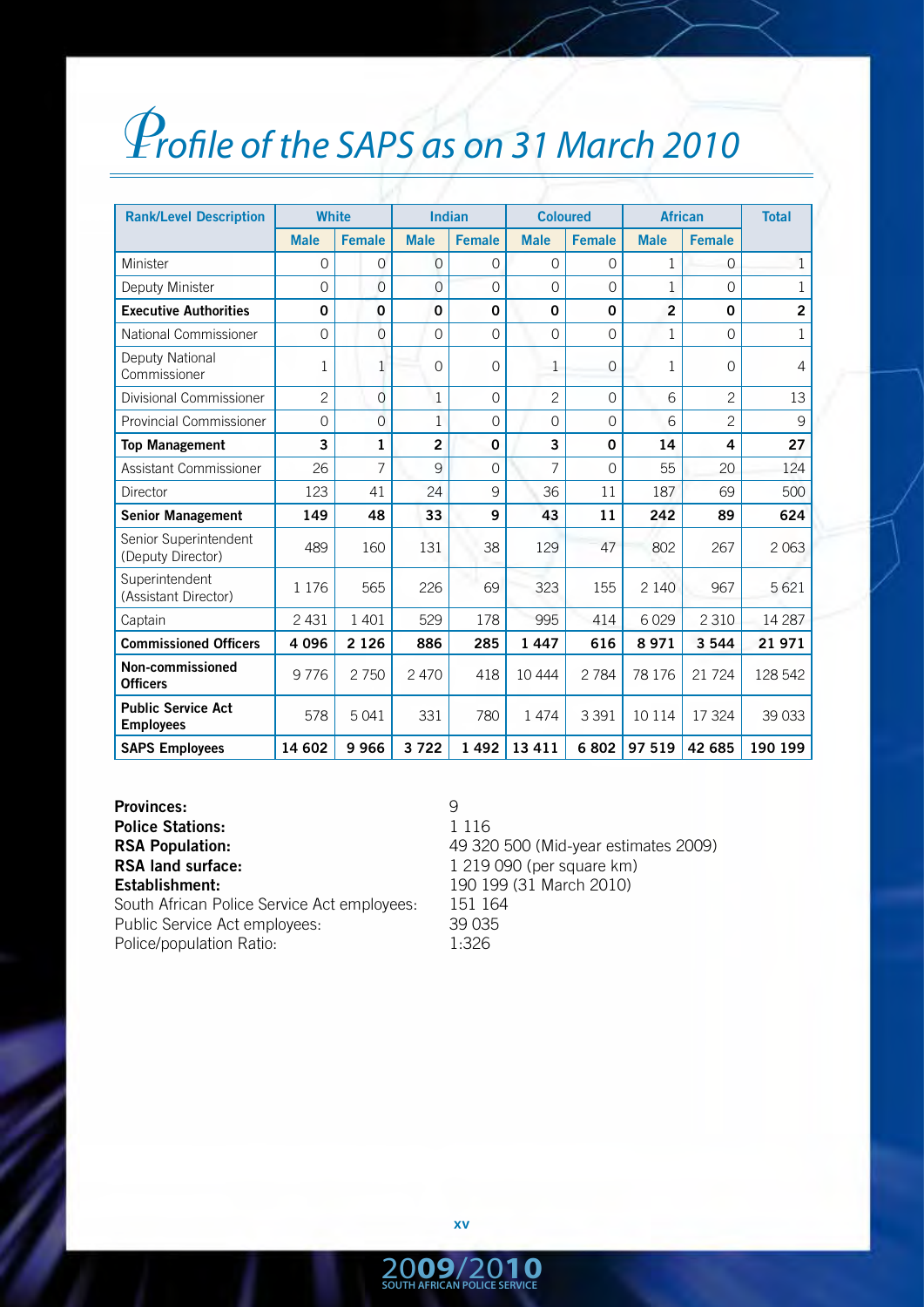# Profile of the SAPS as on 31 March 2010

| Rank/Level Description | White | | Indian | | Coloured | | African | | Total |
|---|---|---|---|---|---|---|---|---|---|
| | Male | Female | Male | Female | Male | Female | Male | Female | |
| Minister | 0 | 0 | 0 | 0 | 0 | 0 | 1 | 0 | 1 |
| Deputy Minister | 0 | 0 | 0 | 0 | 0 | 0 | 1 | 0 | 1 |
| **Executive Authorities** | **0** | **0** | **0** | **0** | **0** | **0** | **2** | **0** | **2** |
| National Commissioner | 0 | 0 | 0 | 0 | 0 | 0 | 1 | 0 | 1 |
| Deputy National Commissioner | 1 | 1 | 0 | 0 | 1 | 0 | 1 | 0 | 4 |
| Divisional Commissioner | 2 | 0 | 1 | 0 | 2 | 0 | 6 | 2 | 13 |
| Provincial Commissioner | 0 | 0 | 1 | 0 | 0 | 0 | 6 | 2 | 9 |
| **Top Management** | **3** | **1** | **2** | **0** | **3** | **0** | **14** | **4** | **27** |
| Assistant Commissioner | 26 | 7 | 9 | 0 | 7 | 0 | 55 | 20 | 124 |
| Director | 123 | 41 | 24 | 9 | 36 | 11 | 187 | 69 | 500 |
| **Senior Management** | **149** | **48** | **33** | **9** | **43** | **11** | **242** | **89** | **624** |
| Senior Superintendent (Deputy Director) | 489 | 160 | 131 | 38 | 129 | 47 | 802 | 267 | 2 063 |
| Superintendent (Assistant Director) | 1 176 | 565 | 226 | 69 | 323 | 155 | 2 140 | 967 | 5 621 |
| Captain | 2 431 | 1 401 | 529 | 178 | 995 | 414 | 6 029 | 2 310 | 14 287 |
| **Commissioned Officers** | **4 096** | **2 126** | **886** | **285** | **1 447** | **616** | **8 971** | **3 544** | **21 971** |
| **Non-commissioned Officers** | 9 776 | 2 750 | 2 470 | 418 | 10 444 | 2 784 | 78 176 | 21 724 | 128 542 |
| **Public Service Act Employees** | 578 | 5 041 | 331 | 780 | 1 474 | 3 391 | 10 114 | 17 324 | 39 033 |
| **SAPS Employees** | **14 602** | **9 966** | **3 722** | **1 492** | **13 411** | **6 802** | **97 519** | **42 685** | **190 199** |

**Provinces:** 9
**Police Stations:** 1 116
**RSA Population:** 49 320 500 (Mid-year estimates 2009)
**RSA land surface:** 1 219 090 (per square km)
**Establishment:** 190 199 (31 March 2010)
South African Police Service Act employees: 151 164
Public Service Act employees: 39 035
Police/population Ratio: 1:326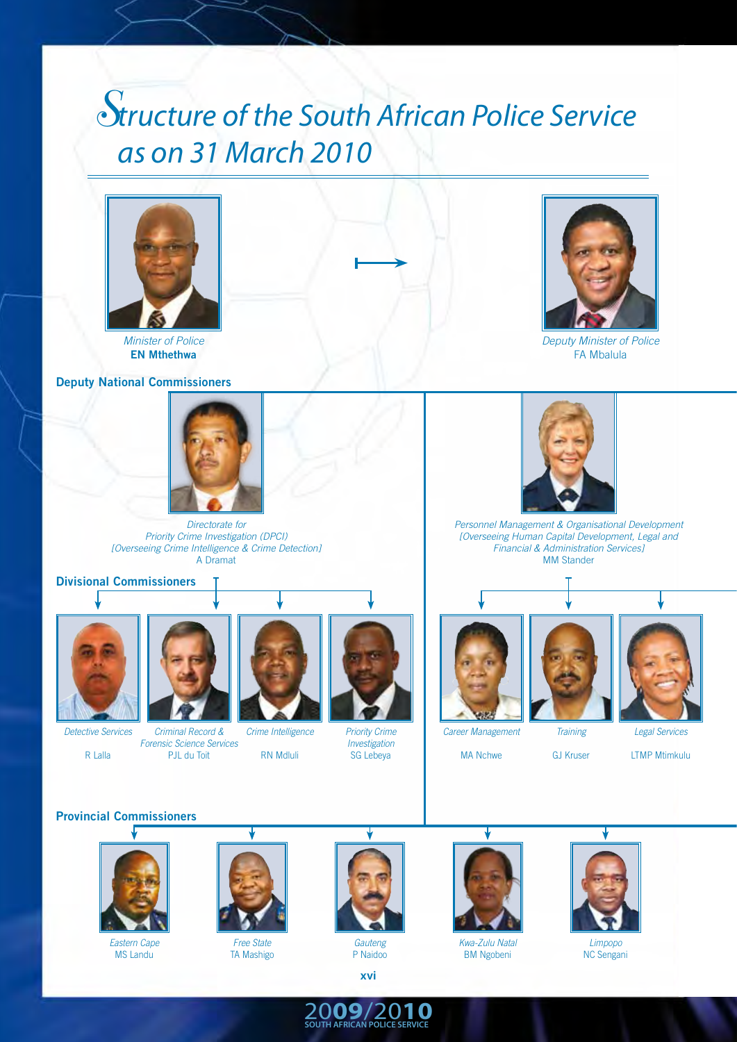# Structure of the South African Police Service as on 31 March 2010

*Minister of Police*
**EN Mthethwa**

*Deputy Minister of Police*
FA Mbalula

## Deputy National Commissioners

*Directorate for Priority Crime Investigation (DPCI) [Overseeing Crime Intelligence & Crime Detection]*
A Dramat

*Personnel Management & Organisational Development [Overseeing Human Capital Development, Legal and Financial & Administration Services]*
MM Stander

## Divisional Commissioners

*Detective Services*
R Lalla

*Criminal Record & Forensic Science Services*
PJL du Toit

*Crime Intelligence*
RN Mdluli

*Priority Crime Investigation*
SG Lebeya

*Career Management*
MA Nchwe

*Training*
GJ Kruser

*Legal Services*
LTMP Mtimkulu

## Provincial Commissioners

*Eastern Cape*
MS Landu

*Free State*
TA Mashigo

*Gauteng*
P Naidoo

*Kwa-Zulu Natal*
BM Ngobeni

*Limpopo*
NC Sengani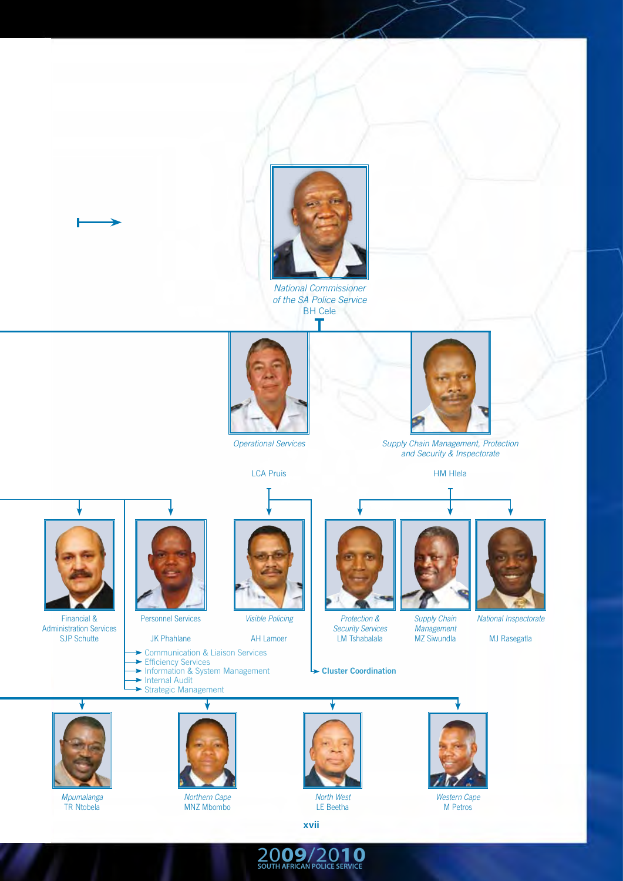*National Commissioner of the SA Police Service*
BH Cele

*Operational Services*

LCA Pruis

*Supply Chain Management, Protection and Security & Inspectorate*

HM Hlela

Financial & Administration Services
SJP Schutte

Personnel Services

JK Phahlane

*Visible Policing*

AH Lamoer

*Protection & Security Services*
LM Tshabalala

*Supply Chain Management*
MZ Siwundla

*National Inspectorate*

MJ Rasegatla

- Communication & Liaison Services
- Efficiency Services
- Information & System Management
- Internal Audit
- Strategic Management

**Cluster Coordination**

*Mpumalanga*
TR Ntobela

*Northern Cape*
MNZ Mbombo

*North West*
LE Beetha

*Western Cape*
M Petros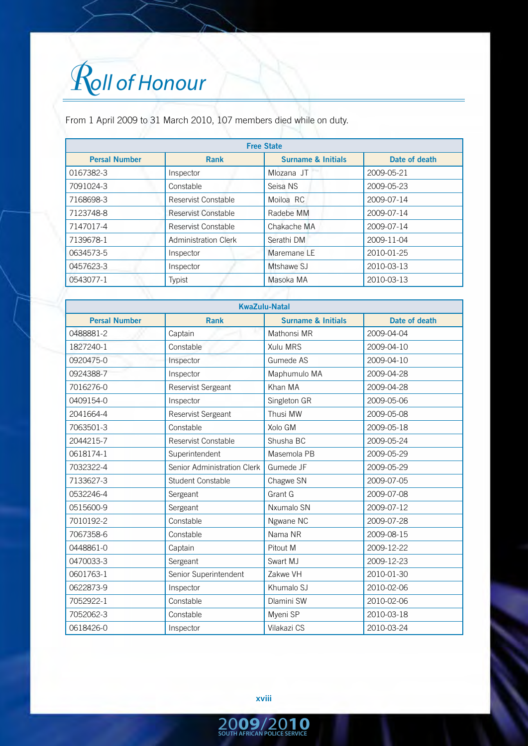# Roll of Honour

From 1 April 2009 to 31 March 2010, 107 members died while on duty.

| Free State | | | |
|---|---|---|---|
| **Persal Number** | **Rank** | **Surname & Initials** | **Date of death** |
| 0167382-3 | Inspector | Mlozana JT | 2009-05-21 |
| 7091024-3 | Constable | Seisa NS | 2009-05-23 |
| 7168698-3 | Reservist Constable | Moiloa RC | 2009-07-14 |
| 7123748-8 | Reservist Constable | Radebe MM | 2009-07-14 |
| 7147017-4 | Reservist Constable | Chakache MA | 2009-07-14 |
| 7139678-1 | Administration Clerk | Serathi DM | 2009-11-04 |
| 0634573-5 | Inspector | Maremane LE | 2010-01-25 |
| 0457623-3 | Inspector | Mtshawe SJ | 2010-03-13 |
| 0543077-1 | Typist | Masoka MA | 2010-03-13 |

| KwaZulu-Natal | | | |
|---|---|---|---|
| **Persal Number** | **Rank** | **Surname & Initials** | **Date of death** |
| 0488881-2 | Captain | Mathonsi MR | 2009-04-04 |
| 1827240-1 | Constable | Xulu MRS | 2009-04-10 |
| 0920475-0 | Inspector | Gumede AS | 2009-04-10 |
| 0924388-7 | Inspector | Maphumulo MA | 2009-04-28 |
| 7016276-0 | Reservist Sergeant | Khan MA | 2009-04-28 |
| 0409154-0 | Inspector | Singleton GR | 2009-05-06 |
| 2041664-4 | Reservist Sergeant | Thusi MW | 2009-05-08 |
| 7063501-3 | Constable | Xolo GM | 2009-05-18 |
| 2044215-7 | Reservist Constable | Shusha BC | 2009-05-24 |
| 0618174-1 | Superintendent | Masemola PB | 2009-05-29 |
| 7032322-4 | Senior Administration Clerk | Gumede JF | 2009-05-29 |
| 7133627-3 | Student Constable | Chagwe SN | 2009-07-05 |
| 0532246-4 | Sergeant | Grant G | 2009-07-08 |
| 0515600-9 | Sergeant | Nxumalo SN | 2009-07-12 |
| 7010192-2 | Constable | Ngwane NC | 2009-07-28 |
| 7067358-6 | Constable | Nama NR | 2009-08-15 |
| 0448861-0 | Captain | Pitout M | 2009-12-22 |
| 0470033-3 | Sergeant | Swart MJ | 2009-12-23 |
| 0601763-1 | Senior Superintendent | Zakwe VH | 2010-01-30 |
| 0622873-9 | Inspector | Khumalo SJ | 2010-02-06 |
| 7052922-1 | Constable | Dlamini SW | 2010-02-06 |
| 7052062-3 | Constable | Myeni SP | 2010-03-18 |
| 0618426-0 | Inspector | Vilakazi CS | 2010-03-24 |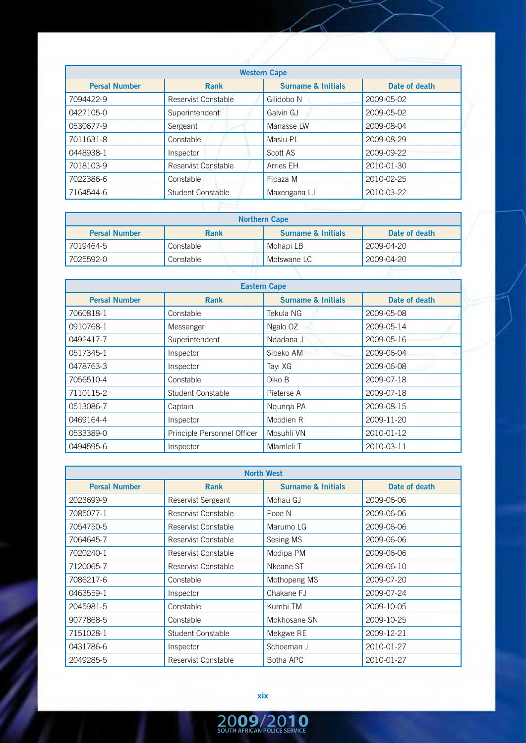| Western Cape | | | |
|---|---|---|---|
| **Persal Number** | **Rank** | **Surname & Initials** | **Date of death** |
| 7094422-9 | Reservist Constable | Gilidobo N | 2009-05-02 |
| 0427105-0 | Superintendent | Galvin GJ | 2009-05-02 |
| 0530677-9 | Sergeant | Manasse LW | 2009-08-04 |
| 7011631-8 | Constable | Masiu PL | 2009-08-29 |
| 0448938-1 | Inspector | Scott AS | 2009-09-22 |
| 7018103-9 | Reservist Constable | Arries EH | 2010-01-30 |
| 7022386-6 | Constable | Fipaza M | 2010-02-25 |
| 7164544-6 | Student Constable | Maxengana LJ | 2010-03-22 |

| Northern Cape | | | |
|---|---|---|---|
| **Persal Number** | **Rank** | **Surname & Initials** | **Date of death** |
| 7019464-5 | Constable | Mohapi LB | 2009-04-20 |
| 7025592-0 | Constable | Motswane LC | 2009-04-20 |

| Eastern Cape | | | |
|---|---|---|---|
| **Persal Number** | **Rank** | **Surname & Initials** | **Date of death** |
| 7060818-1 | Constable | Tekula NG | 2009-05-08 |
| 0910768-1 | Messenger | Ngalo OZ | 2009-05-14 |
| 0492417-7 | Superintendent | Ndadana J | 2009-05-16 |
| 0517345-1 | Inspector | Sibeko AM | 2009-06-04 |
| 0478763-3 | Inspector | Tayi XG | 2009-06-08 |
| 7056510-4 | Constable | Diko B | 2009-07-18 |
| 7110115-2 | Student Constable | Pieterse A | 2009-07-18 |
| 0513086-7 | Captain | Nqunqa PA | 2009-08-15 |
| 0469164-4 | Inspector | Moodien R | 2009-11-20 |
| 0533389-0 | Principle Personnel Officer | Mosuhli VN | 2010-01-12 |
| 0494595-6 | Inspector | Mlamleli T | 2010-03-11 |

| North West | | | |
|---|---|---|---|
| **Persal Number** | **Rank** | **Surname & Initials** | **Date of death** |
| 2023699-9 | Reservist Sergeant | Mohau GJ | 2009-06-06 |
| 7085077-1 | Reservist Constable | Pooe N | 2009-06-06 |
| 7054750-5 | Reservist Constable | Marumo LG | 2009-06-06 |
| 7064645-7 | Reservist Constable | Sesing MS | 2009-06-06 |
| 7020240-1 | Reservist Constable | Modipa PM | 2009-06-06 |
| 7120065-7 | Reservist Constable | Nkeane ST | 2009-06-10 |
| 7086217-6 | Constable | Mothopeng MS | 2009-07-20 |
| 0463559-1 | Inspector | Chakane FJ | 2009-07-24 |
| 2045981-5 | Constable | Kumbi TM | 2009-10-05 |
| 9077868-5 | Constable | Mokhosane SN | 2009-10-25 |
| 7151028-1 | Student Constable | Mekgwe RE | 2009-12-21 |
| 0431786-6 | Inspector | Schoeman J | 2010-01-27 |
| 2049285-5 | Reservist Constable | Botha APC | 2010-01-27 |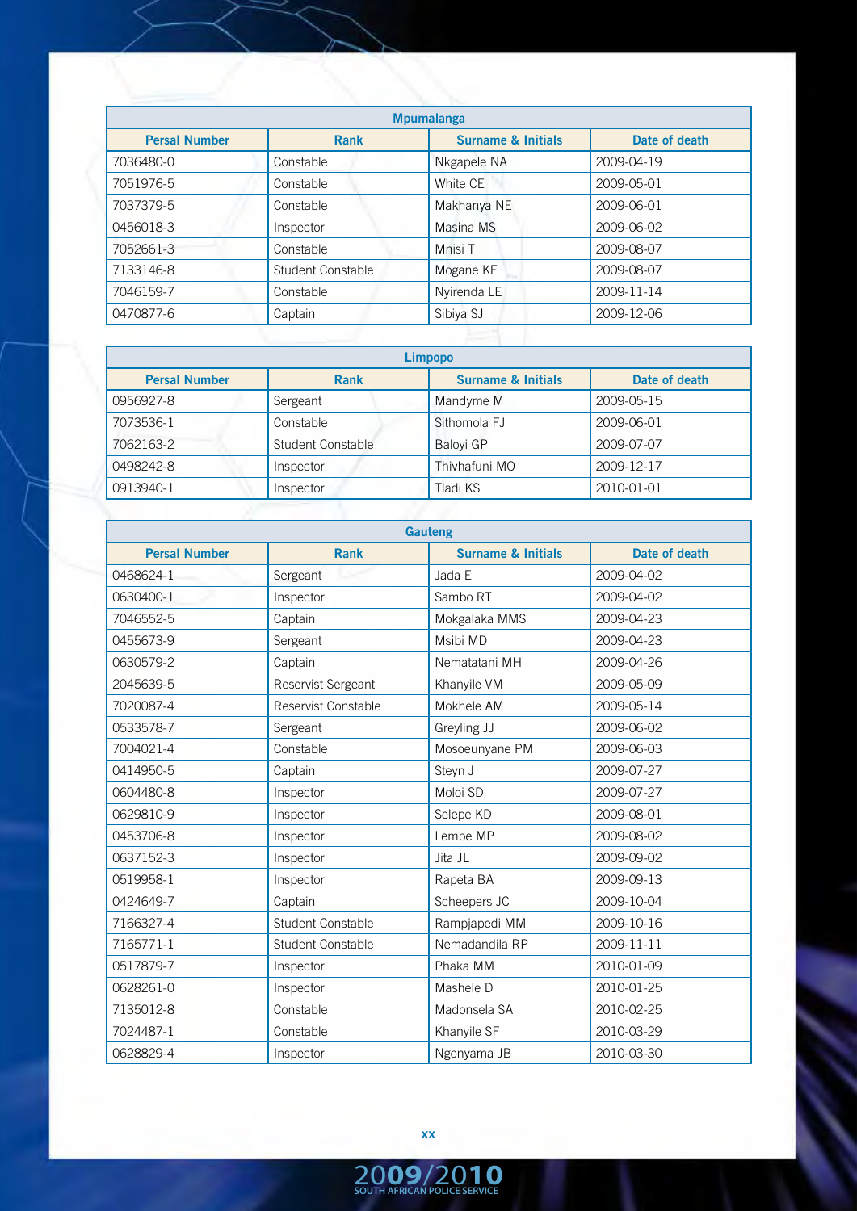| Mpumalanga | | | |
|---|---|---|---|
| **Persal Number** | **Rank** | **Surname & Initials** | **Date of death** |
| 7036480-0 | Constable | Nkgapele NA | 2009-04-19 |
| 7051976-5 | Constable | White CE | 2009-05-01 |
| 7037379-5 | Constable | Makhanya NE | 2009-06-01 |
| 0456018-3 | Inspector | Masina MS | 2009-06-02 |
| 7052661-3 | Constable | Mnisi T | 2009-08-07 |
| 7133146-8 | Student Constable | Mogane KF | 2009-08-07 |
| 7046159-7 | Constable | Nyirenda LE | 2009-11-14 |
| 0470877-6 | Captain | Sibiya SJ | 2009-12-06 |

| Limpopo | | | |
|---|---|---|---|
| **Persal Number** | **Rank** | **Surname & Initials** | **Date of death** |
| 0956927-8 | Sergeant | Mandyme M | 2009-05-15 |
| 7073536-1 | Constable | Sithomola FJ | 2009-06-01 |
| 7062163-2 | Student Constable | Baloyi GP | 2009-07-07 |
| 0498242-8 | Inspector | Thivhafuni MO | 2009-12-17 |
| 0913940-1 | Inspector | Tladi KS | 2010-01-01 |

| Gauteng | | | |
|---|---|---|---|
| **Persal Number** | **Rank** | **Surname & Initials** | **Date of death** |
| 0468624-1 | Sergeant | Jada E | 2009-04-02 |
| 0630400-1 | Inspector | Sambo RT | 2009-04-02 |
| 7046552-5 | Captain | Mokgalaka MMS | 2009-04-23 |
| 0455673-9 | Sergeant | Msibi MD | 2009-04-23 |
| 0630579-2 | Captain | Nematatani MH | 2009-04-26 |
| 2045639-5 | Reservist Sergeant | Khanyile VM | 2009-05-09 |
| 7020087-4 | Reservist Constable | Mokhele AM | 2009-05-14 |
| 0533578-7 | Sergeant | Greyling JJ | 2009-06-02 |
| 7004021-4 | Constable | Mosoeunyane PM | 2009-06-03 |
| 0414950-5 | Captain | Steyn J | 2009-07-27 |
| 0604480-8 | Inspector | Moloi SD | 2009-07-27 |
| 0629810-9 | Inspector | Selepe KD | 2009-08-01 |
| 0453706-8 | Inspector | Lempe MP | 2009-08-02 |
| 0637152-3 | Inspector | Jita JL | 2009-09-02 |
| 0519958-1 | Inspector | Rapeta BA | 2009-09-13 |
| 0424649-7 | Captain | Scheepers JC | 2009-10-04 |
| 7166327-4 | Student Constable | Rampjapedi MM | 2009-10-16 |
| 7165771-1 | Student Constable | Nemadandila RP | 2009-11-11 |
| 0517879-7 | Inspector | Phaka MM | 2010-01-09 |
| 0628261-0 | Inspector | Mashele D | 2010-01-25 |
| 7135012-8 | Constable | Madonsela SA | 2010-02-25 |
| 7024487-1 | Constable | Khanyile SF | 2010-03-29 |
| 0628829-4 | Inspector | Ngonyama JB | 2010-03-30 |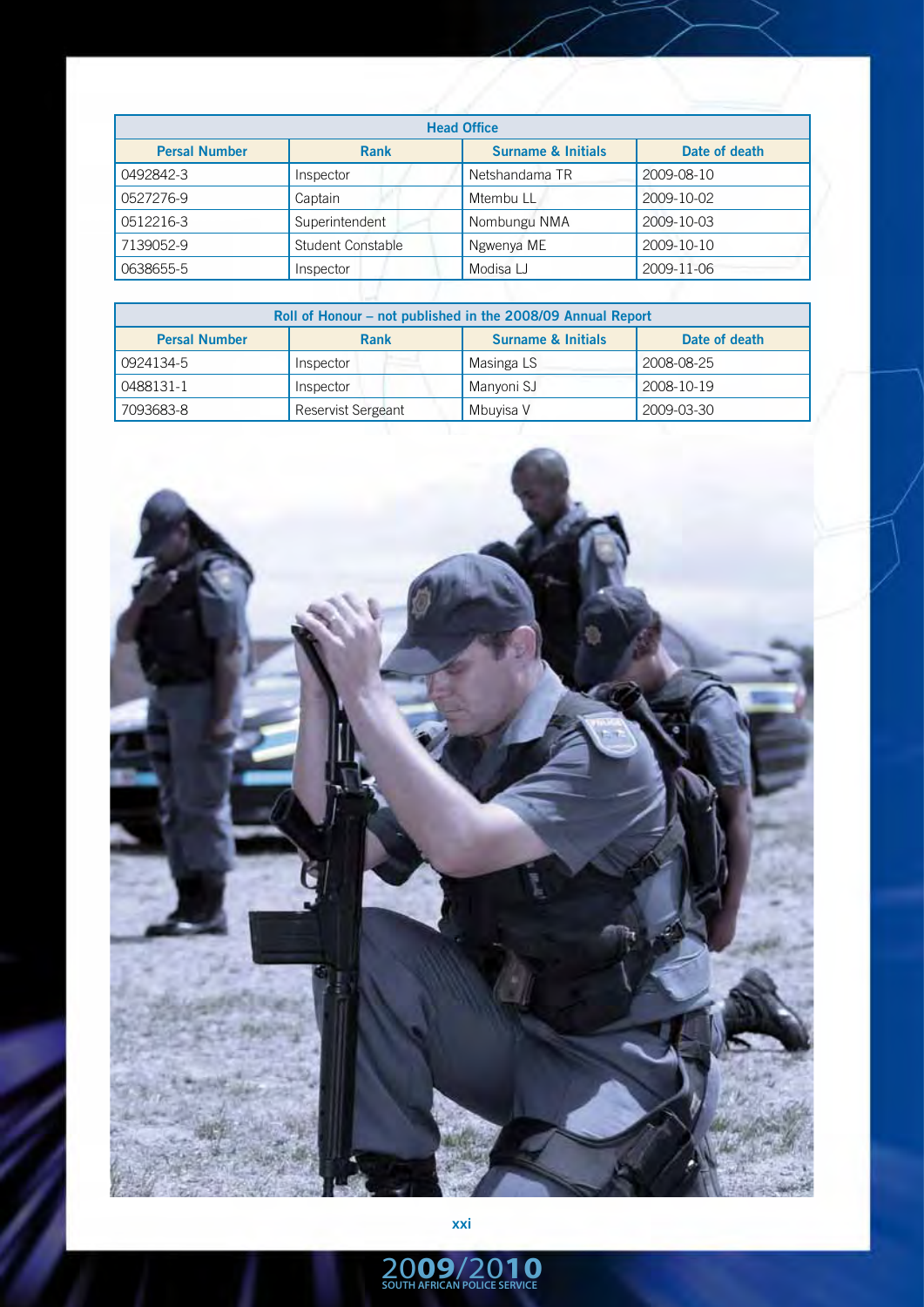| Head Office | | | |
|---|---|---|---|
| **Persal Number** | **Rank** | **Surname & Initials** | **Date of death** |
| 0492842-3 | Inspector | Netshandama TR | 2009-08-10 |
| 0527276-9 | Captain | Mtembu LL | 2009-10-02 |
| 0512216-3 | Superintendent | Nombungu NMA | 2009-10-03 |
| 7139052-9 | Student Constable | Ngwenya ME | 2009-10-10 |
| 0638655-5 | Inspector | Modisa LJ | 2009-11-06 |

| Roll of Honour – not published in the 2008/09 Annual Report | | | |
|---|---|---|---|
| **Persal Number** | **Rank** | **Surname & Initials** | **Date of death** |
| 0924134-5 | Inspector | Masinga LS | 2008-08-25 |
| 0488131-1 | Inspector | Manyoni SJ | 2008-10-19 |
| 7093683-8 | Reservist Sergeant | Mbuyisa V | 2009-03-30 |